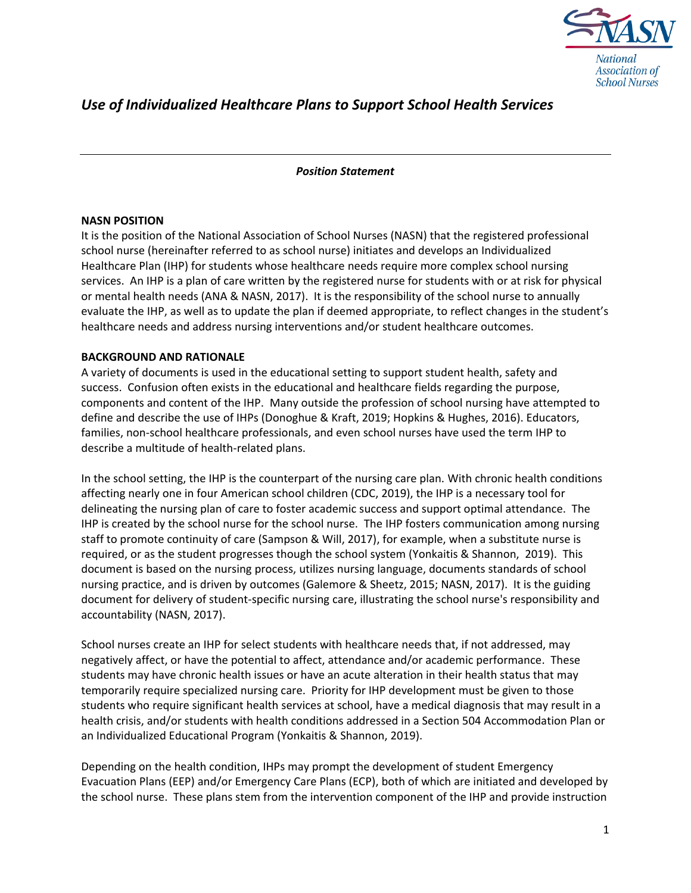# *Use of Individualized Healthcare Plans to Support School Health Services*

***Position Statement***

## NASN POSITION

It is the position of the National Association of School Nurses (NASN) that the registered professional school nurse (hereinafter referred to as school nurse) initiates and develops an Individualized Healthcare Plan (IHP) for students whose healthcare needs require more complex school nursing services. An IHP is a plan of care written by the registered nurse for students with or at risk for physical or mental health needs (ANA & NASN, 2017). It is the responsibility of the school nurse to annually evaluate the IHP, as well as to update the plan if deemed appropriate, to reflect changes in the student's healthcare needs and address nursing interventions and/or student healthcare outcomes.

## BACKGROUND AND RATIONALE

A variety of documents is used in the educational setting to support student health, safety and success. Confusion often exists in the educational and healthcare fields regarding the purpose, components and content of the IHP. Many outside the profession of school nursing have attempted to define and describe the use of IHPs (Donoghue & Kraft, 2019; Hopkins & Hughes, 2016). Educators, families, non-school healthcare professionals, and even school nurses have used the term IHP to describe a multitude of health-related plans.

In the school setting, the IHP is the counterpart of the nursing care plan. With chronic health conditions affecting nearly one in four American school children (CDC, 2019), the IHP is a necessary tool for delineating the nursing plan of care to foster academic success and support optimal attendance. The IHP is created by the school nurse for the school nurse. The IHP fosters communication among nursing staff to promote continuity of care (Sampson & Will, 2017), for example, when a substitute nurse is required, or as the student progresses though the school system (Yonkaitis & Shannon, 2019). This document is based on the nursing process, utilizes nursing language, documents standards of school nursing practice, and is driven by outcomes (Galemore & Sheetz, 2015; NASN, 2017). It is the guiding document for delivery of student-specific nursing care, illustrating the school nurse's responsibility and accountability (NASN, 2017).

School nurses create an IHP for select students with healthcare needs that, if not addressed, may negatively affect, or have the potential to affect, attendance and/or academic performance. These students may have chronic health issues or have an acute alteration in their health status that may temporarily require specialized nursing care. Priority for IHP development must be given to those students who require significant health services at school, have a medical diagnosis that may result in a health crisis, and/or students with health conditions addressed in a Section 504 Accommodation Plan or an Individualized Educational Program (Yonkaitis & Shannon, 2019).

Depending on the health condition, IHPs may prompt the development of student Emergency Evacuation Plans (EEP) and/or Emergency Care Plans (ECP), both of which are initiated and developed by the school nurse. These plans stem from the intervention component of the IHP and provide instruction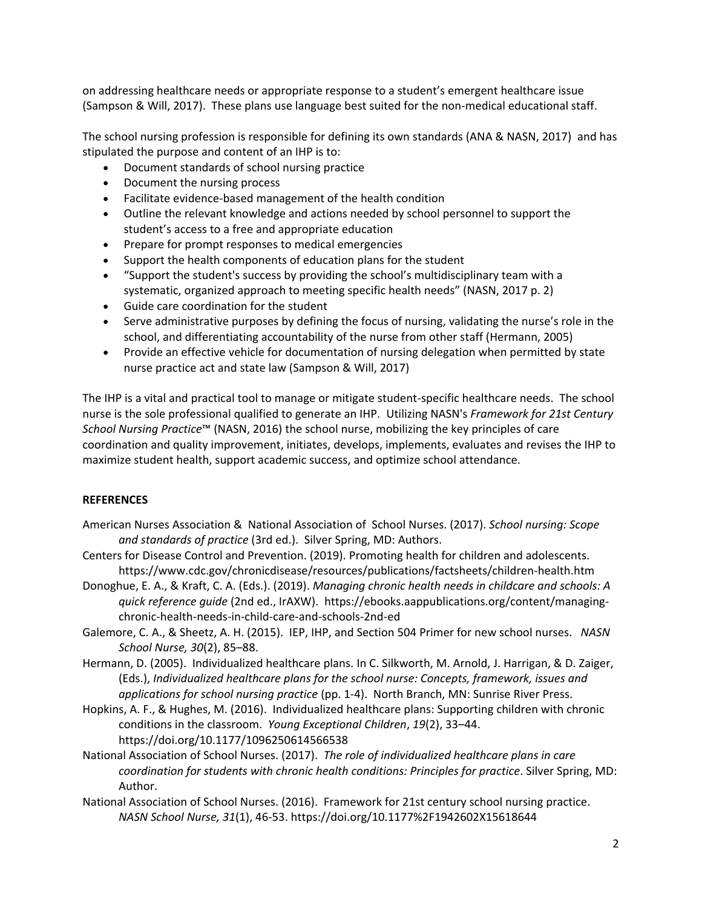on addressing healthcare needs or appropriate response to a student's emergent healthcare issue (Sampson & Will, 2017). These plans use language best suited for the non-medical educational staff.

The school nursing profession is responsible for defining its own standards (ANA & NASN, 2017) and has stipulated the purpose and content of an IHP is to:

- Document standards of school nursing practice
- Document the nursing process
- Facilitate evidence-based management of the health condition
- Outline the relevant knowledge and actions needed by school personnel to support the student's access to a free and appropriate education
- Prepare for prompt responses to medical emergencies
- Support the health components of education plans for the student
- "Support the student's success by providing the school's multidisciplinary team with a systematic, organized approach to meeting specific health needs" (NASN, 2017 p. 2)
- Guide care coordination for the student
- Serve administrative purposes by defining the focus of nursing, validating the nurse's role in the school, and differentiating accountability of the nurse from other staff (Hermann, 2005)
- Provide an effective vehicle for documentation of nursing delegation when permitted by state nurse practice act and state law (Sampson & Will, 2017)

The IHP is a vital and practical tool to manage or mitigate student-specific healthcare needs. The school nurse is the sole professional qualified to generate an IHP. Utilizing NASN's *Framework for 21st Century School Nursing Practice*™ (NASN, 2016) the school nurse, mobilizing the key principles of care coordination and quality improvement, initiates, develops, implements, evaluates and revises the IHP to maximize student health, support academic success, and optimize school attendance.

**REFERENCES**

American Nurses Association & National Association of School Nurses. (2017). *School nursing: Scope and standards of practice* (3rd ed.). Silver Spring, MD: Authors.

Centers for Disease Control and Prevention. (2019). Promoting health for children and adolescents. https://www.cdc.gov/chronicdisease/resources/publications/factsheets/children-health.htm

Donoghue, E. A., & Kraft, C. A. (Eds.). (2019). *Managing chronic health needs in childcare and schools: A quick reference guide* (2nd ed., IrAXW). https://ebooks.aappublications.org/content/managing-chronic-health-needs-in-child-care-and-schools-2nd-ed

Galemore, C. A., & Sheetz, A. H. (2015). IEP, IHP, and Section 504 Primer for new school nurses. *NASN School Nurse, 30*(2), 85–88.

Hermann, D. (2005). Individualized healthcare plans. In C. Silkworth, M. Arnold, J. Harrigan, & D. Zaiger, (Eds.), *Individualized healthcare plans for the school nurse: Concepts, framework, issues and applications for school nursing practice* (pp. 1-4). North Branch, MN: Sunrise River Press.

Hopkins, A. F., & Hughes, M. (2016). Individualized healthcare plans: Supporting children with chronic conditions in the classroom. *Young Exceptional Children*, *19*(2), 33–44. https://doi.org/10.1177/1096250614566538

National Association of School Nurses. (2017). *The role of individualized healthcare plans in care coordination for students with chronic health conditions: Principles for practice*. Silver Spring, MD: Author.

National Association of School Nurses. (2016). Framework for 21st century school nursing practice. *NASN School Nurse, 31*(1), 46-53. https://doi.org/10.1177%2F1942602X15618644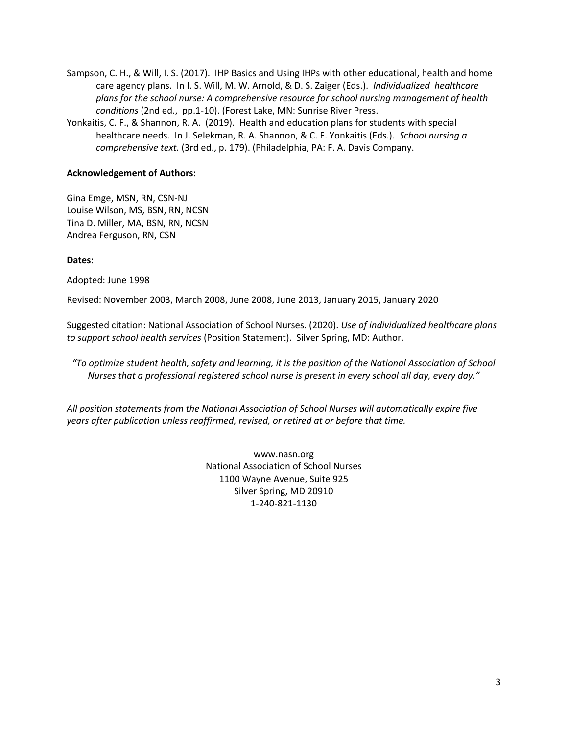Sampson, C. H., & Will, I. S. (2017). IHP Basics and Using IHPs with other educational, health and home care agency plans. In I. S. Will, M. W. Arnold, & D. S. Zaiger (Eds.). *Individualized healthcare plans for the school nurse: A comprehensive resource for school nursing management of health conditions* (2nd ed., pp.1-10). (Forest Lake, MN: Sunrise River Press.

Yonkaitis, C. F., & Shannon, R. A. (2019). Health and education plans for students with special healthcare needs. In J. Selekman, R. A. Shannon, & C. F. Yonkaitis (Eds.). *School nursing a comprehensive text.* (3rd ed., p. 179). (Philadelphia, PA: F. A. Davis Company.

**Acknowledgement of Authors:**

Gina Emge, MSN, RN, CSN-NJ
Louise Wilson, MS, BSN, RN, NCSN
Tina D. Miller, MA, BSN, RN, NCSN
Andrea Ferguson, RN, CSN

**Dates:**

Adopted: June 1998

Revised: November 2003, March 2008, June 2008, June 2013, January 2015, January 2020

Suggested citation: National Association of School Nurses. (2020). *Use of individualized healthcare plans to support school health services* (Position Statement). Silver Spring, MD: Author.

*"To optimize student health, safety and learning, it is the position of the National Association of School Nurses that a professional registered school nurse is present in every school all day, every day."*

*All position statements from the National Association of School Nurses will automatically expire five years after publication unless reaffirmed, revised, or retired at or before that time.*

---

www.nasn.org
National Association of School Nurses
1100 Wayne Avenue, Suite 925
Silver Spring, MD 20910
1-240-821-1130